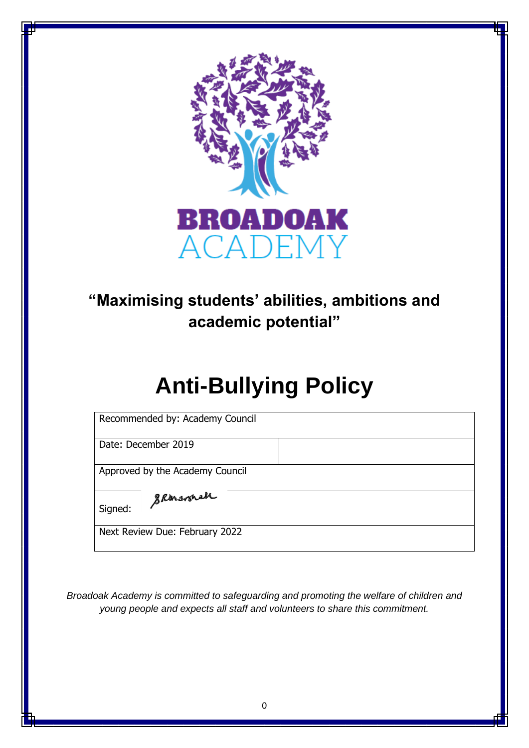**BROADOAK**
ACADEMY

## "Maximising students' abilities, ambitions and academic potential"

# Anti-Bullying Policy

| Recommended by: Academy Council | |
|---|---|
| Date: December 2019 | |
| Approved by the Academy Council | |
| Signed: SRMarshall | |
| Next Review Due: February 2022 | |

*Broadoak Academy is committed to safeguarding and promoting the welfare of children and young people and expects all staff and volunteers to share this commitment.*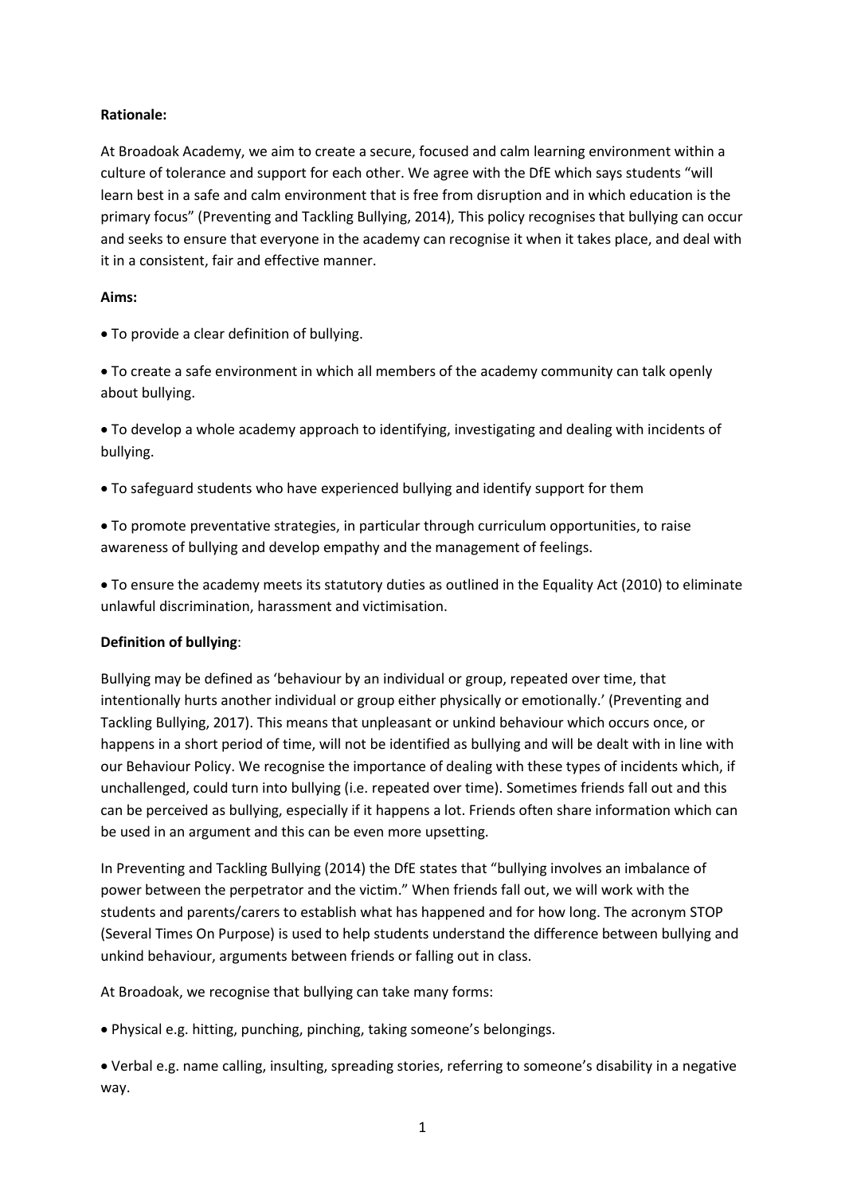**Rationale:**

At Broadoak Academy, we aim to create a secure, focused and calm learning environment within a culture of tolerance and support for each other. We agree with the DfE which says students "will learn best in a safe and calm environment that is free from disruption and in which education is the primary focus" (Preventing and Tackling Bullying, 2014), This policy recognises that bullying can occur and seeks to ensure that everyone in the academy can recognise it when it takes place, and deal with it in a consistent, fair and effective manner.

**Aims:**

- To provide a clear definition of bullying.
- To create a safe environment in which all members of the academy community can talk openly about bullying.
- To develop a whole academy approach to identifying, investigating and dealing with incidents of bullying.
- To safeguard students who have experienced bullying and identify support for them
- To promote preventative strategies, in particular through curriculum opportunities, to raise awareness of bullying and develop empathy and the management of feelings.
- To ensure the academy meets its statutory duties as outlined in the Equality Act (2010) to eliminate unlawful discrimination, harassment and victimisation.

**Definition of bullying**:

Bullying may be defined as 'behaviour by an individual or group, repeated over time, that intentionally hurts another individual or group either physically or emotionally.' (Preventing and Tackling Bullying, 2017). This means that unpleasant or unkind behaviour which occurs once, or happens in a short period of time, will not be identified as bullying and will be dealt with in line with our Behaviour Policy. We recognise the importance of dealing with these types of incidents which, if unchallenged, could turn into bullying (i.e. repeated over time). Sometimes friends fall out and this can be perceived as bullying, especially if it happens a lot. Friends often share information which can be used in an argument and this can be even more upsetting.

In Preventing and Tackling Bullying (2014) the DfE states that "bullying involves an imbalance of power between the perpetrator and the victim." When friends fall out, we will work with the students and parents/carers to establish what has happened and for how long. The acronym STOP (Several Times On Purpose) is used to help students understand the difference between bullying and unkind behaviour, arguments between friends or falling out in class.

At Broadoak, we recognise that bullying can take many forms:

- Physical e.g. hitting, punching, pinching, taking someone's belongings.
- Verbal e.g. name calling, insulting, spreading stories, referring to someone's disability in a negative way.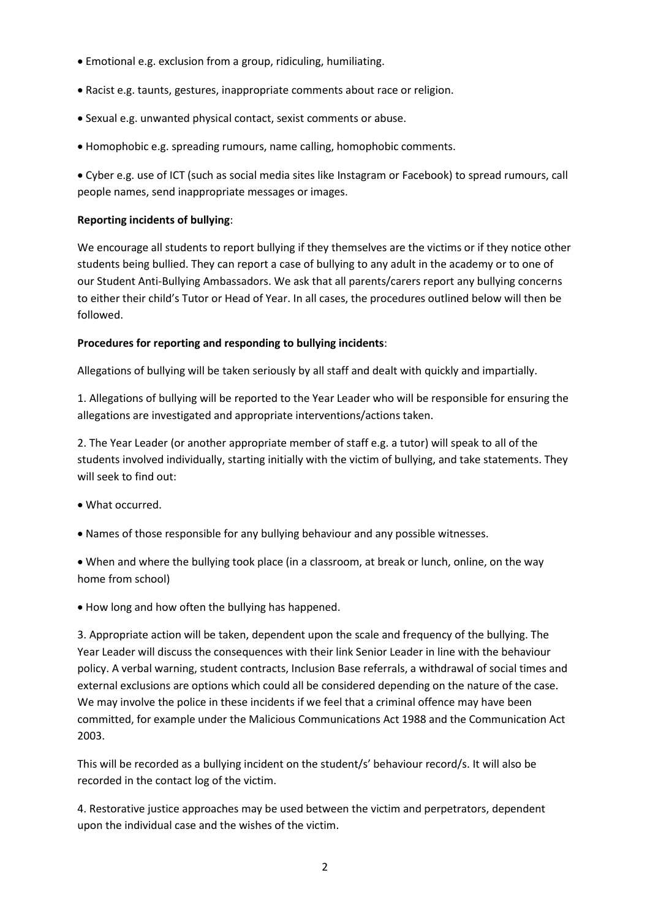- Emotional e.g. exclusion from a group, ridiculing, humiliating.
- Racist e.g. taunts, gestures, inappropriate comments about race or religion.
- Sexual e.g. unwanted physical contact, sexist comments or abuse.
- Homophobic e.g. spreading rumours, name calling, homophobic comments.
- Cyber e.g. use of ICT (such as social media sites like Instagram or Facebook) to spread rumours, call people names, send inappropriate messages or images.

**Reporting incidents of bullying**:

We encourage all students to report bullying if they themselves are the victims or if they notice other students being bullied. They can report a case of bullying to any adult in the academy or to one of our Student Anti-Bullying Ambassadors. We ask that all parents/carers report any bullying concerns to either their child's Tutor or Head of Year. In all cases, the procedures outlined below will then be followed.

**Procedures for reporting and responding to bullying incidents**:

Allegations of bullying will be taken seriously by all staff and dealt with quickly and impartially.

1. Allegations of bullying will be reported to the Year Leader who will be responsible for ensuring the allegations are investigated and appropriate interventions/actions taken.

2. The Year Leader (or another appropriate member of staff e.g. a tutor) will speak to all of the students involved individually, starting initially with the victim of bullying, and take statements. They will seek to find out:

- What occurred.
- Names of those responsible for any bullying behaviour and any possible witnesses.
- When and where the bullying took place (in a classroom, at break or lunch, online, on the way home from school)
- How long and how often the bullying has happened.

3. Appropriate action will be taken, dependent upon the scale and frequency of the bullying. The Year Leader will discuss the consequences with their link Senior Leader in line with the behaviour policy. A verbal warning, student contracts, Inclusion Base referrals, a withdrawal of social times and external exclusions are options which could all be considered depending on the nature of the case. We may involve the police in these incidents if we feel that a criminal offence may have been committed, for example under the Malicious Communications Act 1988 and the Communication Act 2003.

This will be recorded as a bullying incident on the student/s' behaviour record/s. It will also be recorded in the contact log of the victim.

4. Restorative justice approaches may be used between the victim and perpetrators, dependent upon the individual case and the wishes of the victim.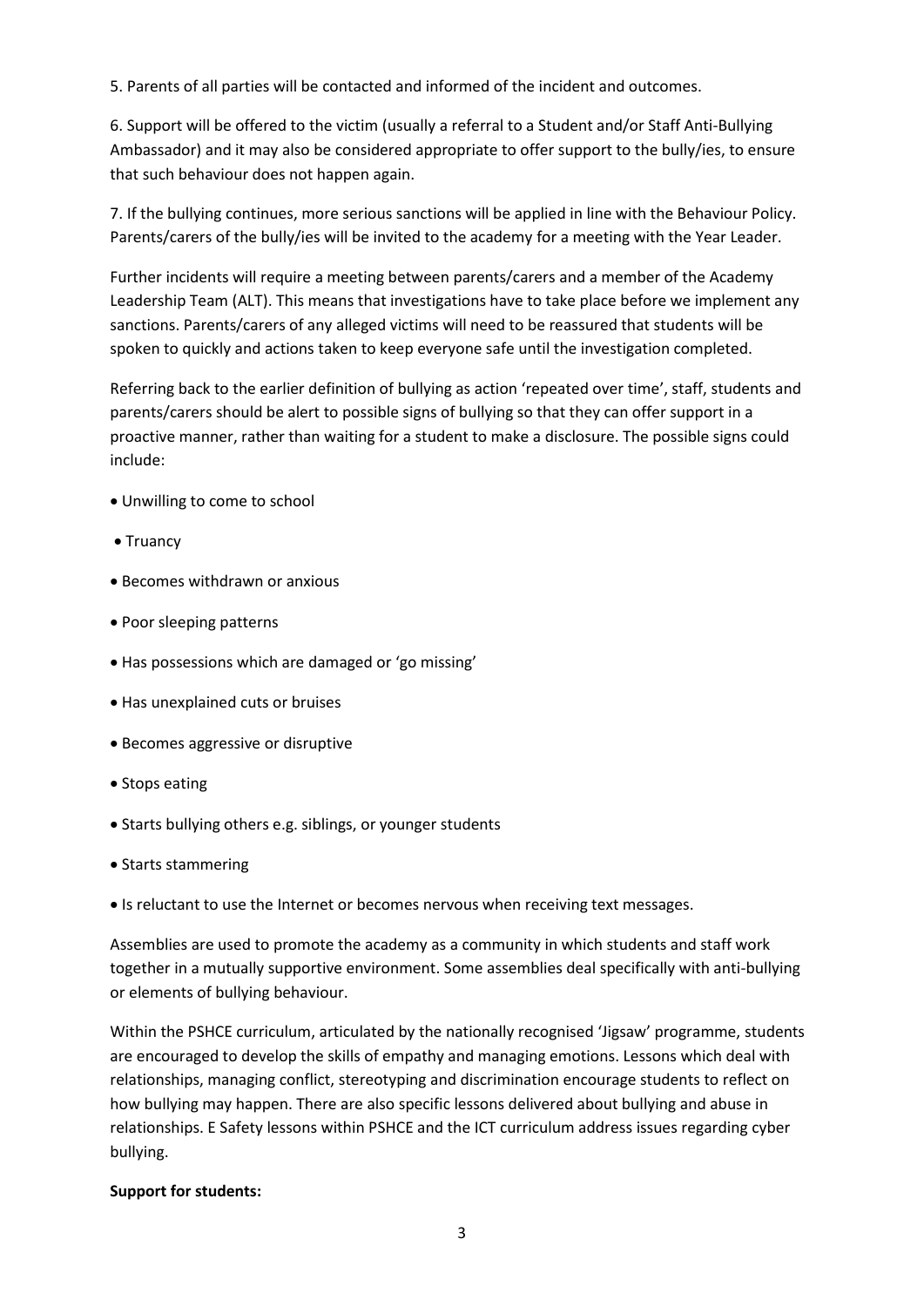5. Parents of all parties will be contacted and informed of the incident and outcomes.

6. Support will be offered to the victim (usually a referral to a Student and/or Staff Anti-Bullying Ambassador) and it may also be considered appropriate to offer support to the bully/ies, to ensure that such behaviour does not happen again.

7. If the bullying continues, more serious sanctions will be applied in line with the Behaviour Policy. Parents/carers of the bully/ies will be invited to the academy for a meeting with the Year Leader.

Further incidents will require a meeting between parents/carers and a member of the Academy Leadership Team (ALT). This means that investigations have to take place before we implement any sanctions. Parents/carers of any alleged victims will need to be reassured that students will be spoken to quickly and actions taken to keep everyone safe until the investigation completed.

Referring back to the earlier definition of bullying as action 'repeated over time', staff, students and parents/carers should be alert to possible signs of bullying so that they can offer support in a proactive manner, rather than waiting for a student to make a disclosure. The possible signs could include:

- Unwilling to come to school
- Truancy
- Becomes withdrawn or anxious
- Poor sleeping patterns
- Has possessions which are damaged or 'go missing'
- Has unexplained cuts or bruises
- Becomes aggressive or disruptive
- Stops eating
- Starts bullying others e.g. siblings, or younger students
- Starts stammering
- Is reluctant to use the Internet or becomes nervous when receiving text messages.

Assemblies are used to promote the academy as a community in which students and staff work together in a mutually supportive environment. Some assemblies deal specifically with anti-bullying or elements of bullying behaviour.

Within the PSHCE curriculum, articulated by the nationally recognised 'Jigsaw' programme, students are encouraged to develop the skills of empathy and managing emotions. Lessons which deal with relationships, managing conflict, stereotyping and discrimination encourage students to reflect on how bullying may happen. There are also specific lessons delivered about bullying and abuse in relationships. E Safety lessons within PSHCE and the ICT curriculum address issues regarding cyber bullying.

**Support for students:**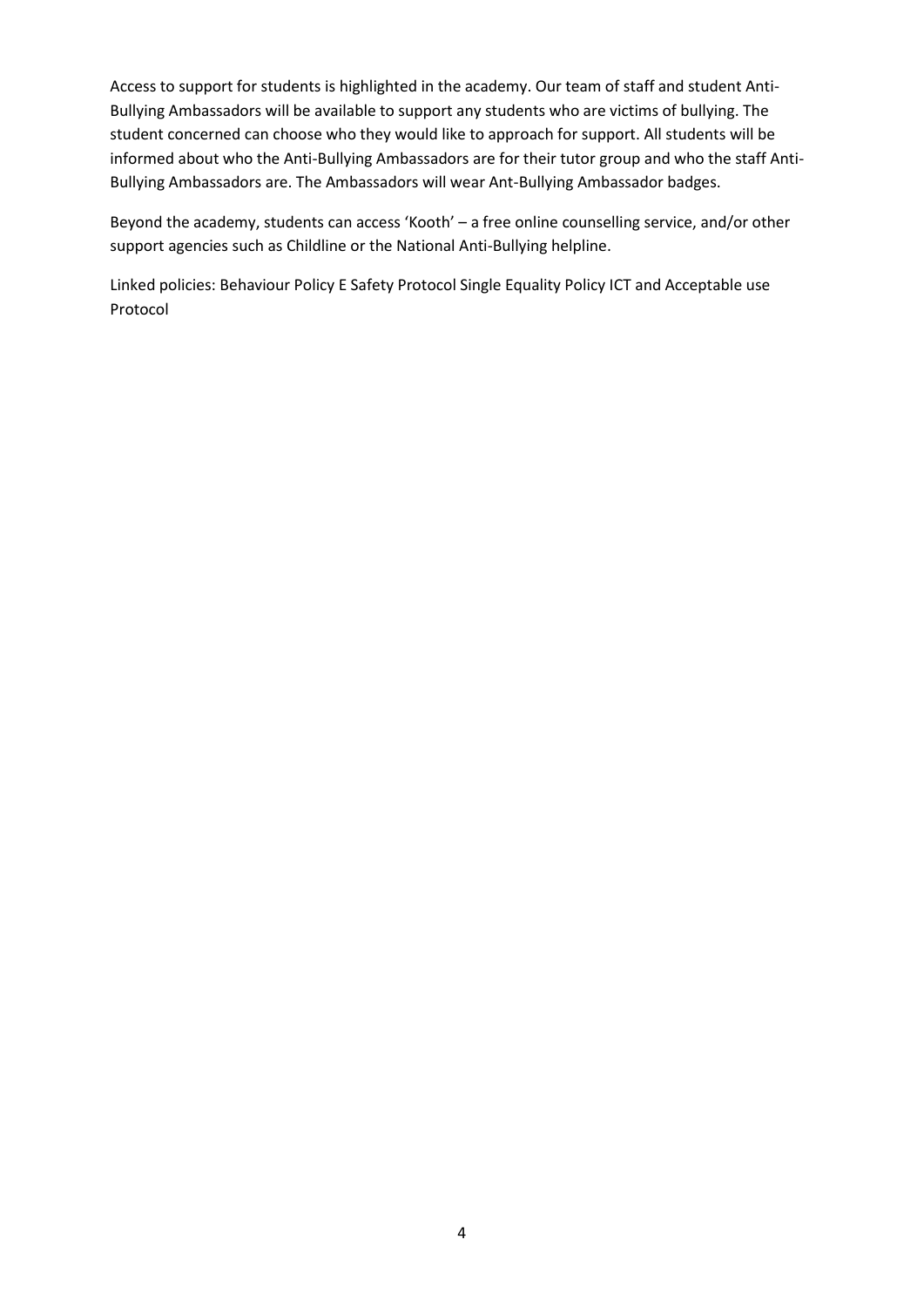Access to support for students is highlighted in the academy. Our team of staff and student Anti-Bullying Ambassadors will be available to support any students who are victims of bullying. The student concerned can choose who they would like to approach for support. All students will be informed about who the Anti-Bullying Ambassadors are for their tutor group and who the staff Anti-Bullying Ambassadors are. The Ambassadors will wear Ant-Bullying Ambassador badges.

Beyond the academy, students can access 'Kooth' – a free online counselling service, and/or other support agencies such as Childline or the National Anti-Bullying helpline.

Linked policies: Behaviour Policy E Safety Protocol Single Equality Policy ICT and Acceptable use Protocol